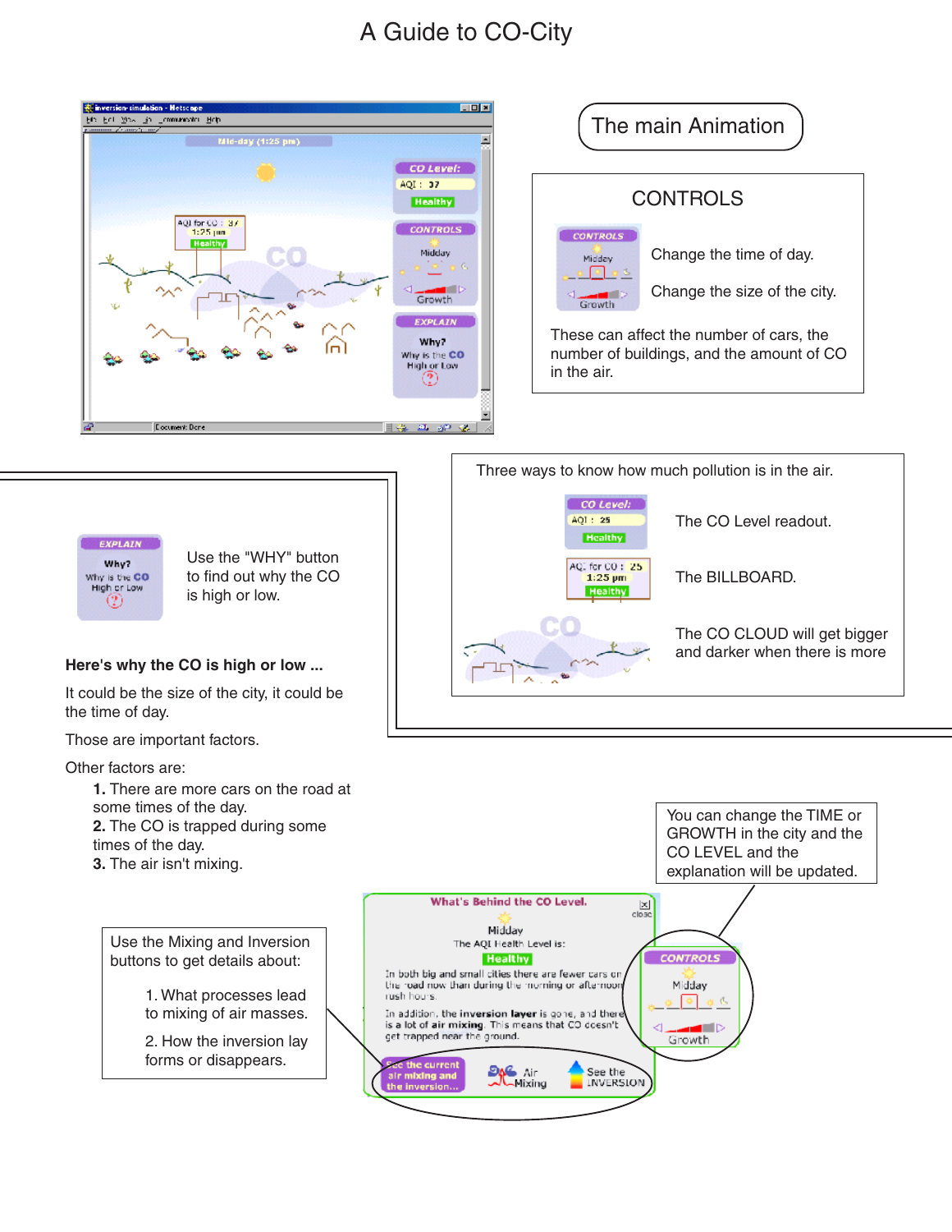# A Guide to CO-City

## The main Animation

### CONTROLS

Change the time of day.

Change the size of the city.

These can affect the number of cars, the number of buildings, and the amount of CO in the air.

Three ways to know how much pollution is in the air.

The CO Level readout.

The BILLBOARD.

The CO CLOUD will get bigger and darker when there is more

Use the "WHY" button to find out why the CO is high or low.

**Here's why the CO is high or low ...**

It could be the size of the city, it could be the time of day.

Those are important factors.

Other factors are:

1. There are more cars on the road at some times of the day.
2. The CO is trapped during some times of the day.
3. The air isn't mixing.

You can change the TIME or GROWTH in the city and the CO LEVEL and the explanation will be updated.

Use the Mixing and Inversion buttons to get details about:

1. What processes lead to mixing of air masses.
2. How the inversion lay forms or disappears.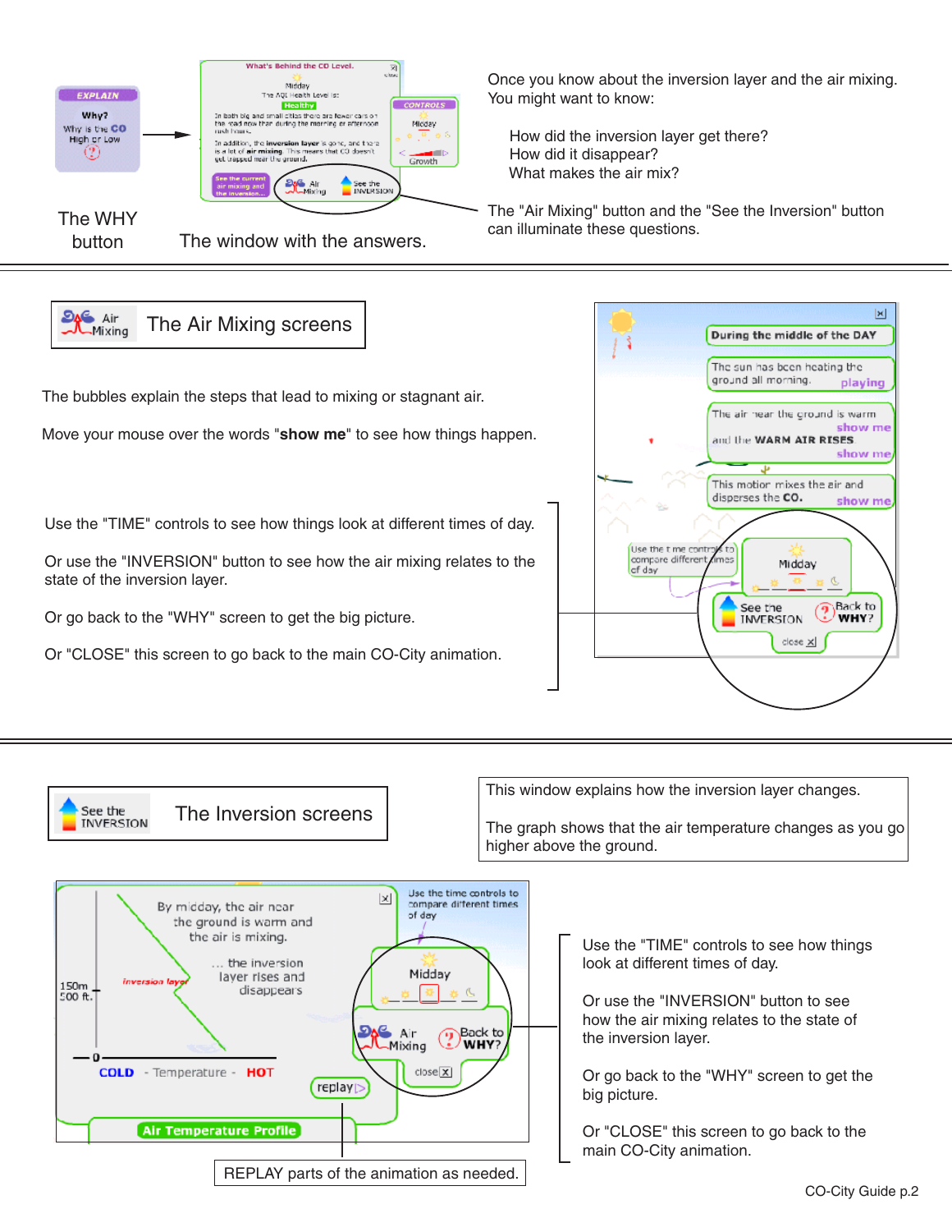The WHY button

The window with the answers.

Once you know about the inversion layer and the air mixing. You might want to know:

How did the inversion layer get there?
How did it disappear?
What makes the air mix?

The "Air Mixing" button and the "See the Inversion" button can illuminate these questions.

---

## The Air Mixing screens

The bubbles explain the steps that lead to mixing or stagnant air.

Move your mouse over the words "**show me**" to see how things happen.

Use the "TIME" controls to see how things look at different times of day.

Or use the "INVERSION" button to see how the air mixing relates to the state of the inversion layer.

Or go back to the "WHY" screen to get the big picture.

Or "CLOSE" this screen to go back to the main CO-City animation.

---

## The Inversion screens

This window explains how the inversion layer changes.

The graph shows that the air temperature changes as you go higher above the ground.

Use the "TIME" controls to see how things look at different times of day.

Or use the "INVERSION" button to see how the air mixing relates to the state of the inversion layer.

Or go back to the "WHY" screen to get the big picture.

Or "CLOSE" this screen to go back to the main CO-City animation.

REPLAY parts of the animation as needed.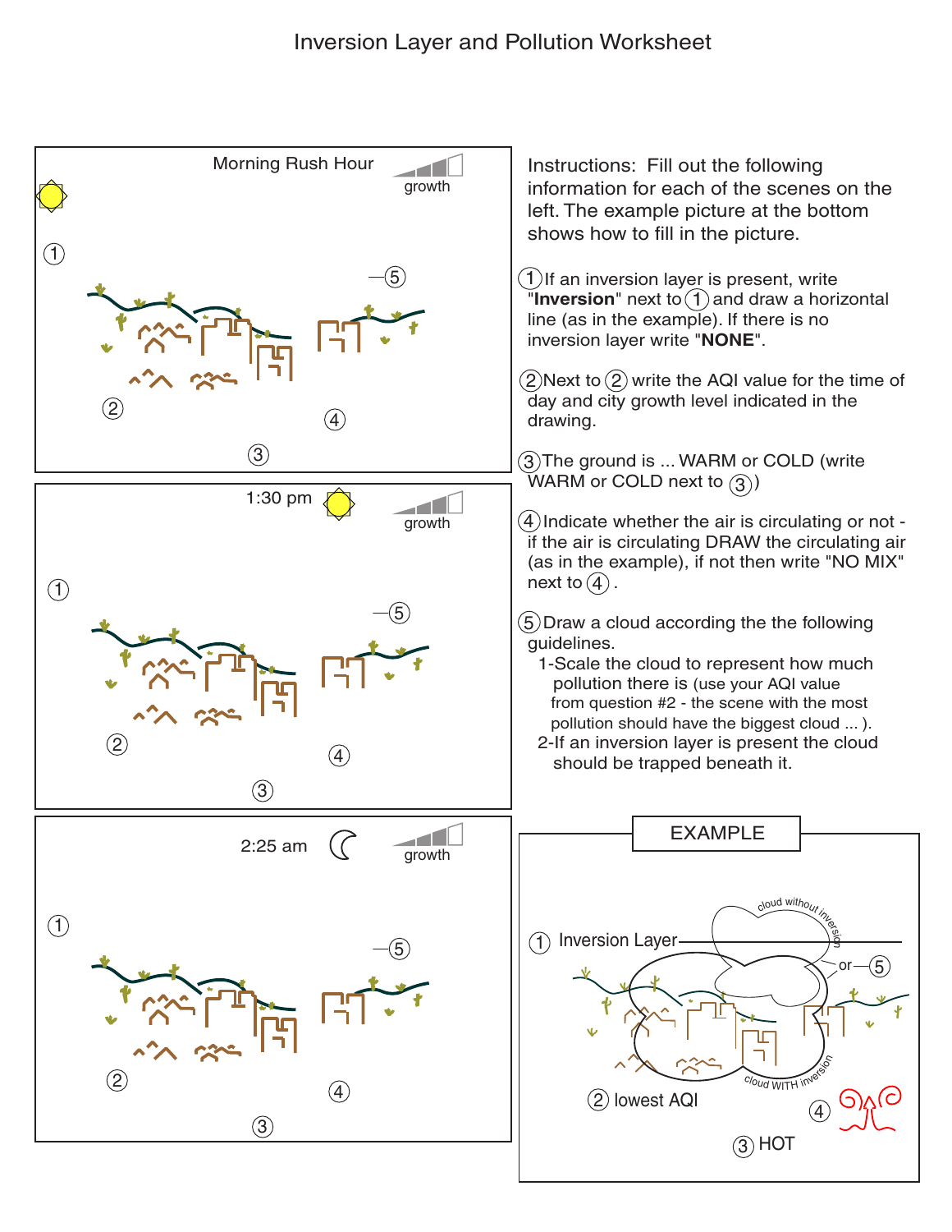# Inversion Layer and Pollution Worksheet

Morning Rush Hour

growth

① 

⑤

② 

④

③

1:30 pm

growth

①

⑤

②

④

③

2:25 am

growth

①

⑤

②

④

③

Instructions: Fill out the following information for each of the scenes on the left. The example picture at the bottom shows how to fill in the picture.

① If an inversion layer is present, write "**Inversion**" next to ① and draw a horizontal line (as in the example). If there is no inversion layer write "**NONE**".

② Next to ② write the AQI value for the time of day and city growth level indicated in the drawing.

③ The ground is ... WARM or COLD (write WARM or COLD next to ③)

④ Indicate whether the air is circulating or not - if the air is circulating DRAW the circulating air (as in the example), if not then write "NO MIX" next to ④.

⑤ Draw a cloud according the the following guidelines.

1-Scale the cloud to represent how much pollution there is (use your AQI value from question #2 - the scene with the most pollution should have the biggest cloud ... ).

2-If an inversion layer is present the cloud should be trapped beneath it.

## EXAMPLE

① Inversion Layer

cloud without inversion

or ⑤

cloud WITH inversion

② lowest AQI

④

③ HOT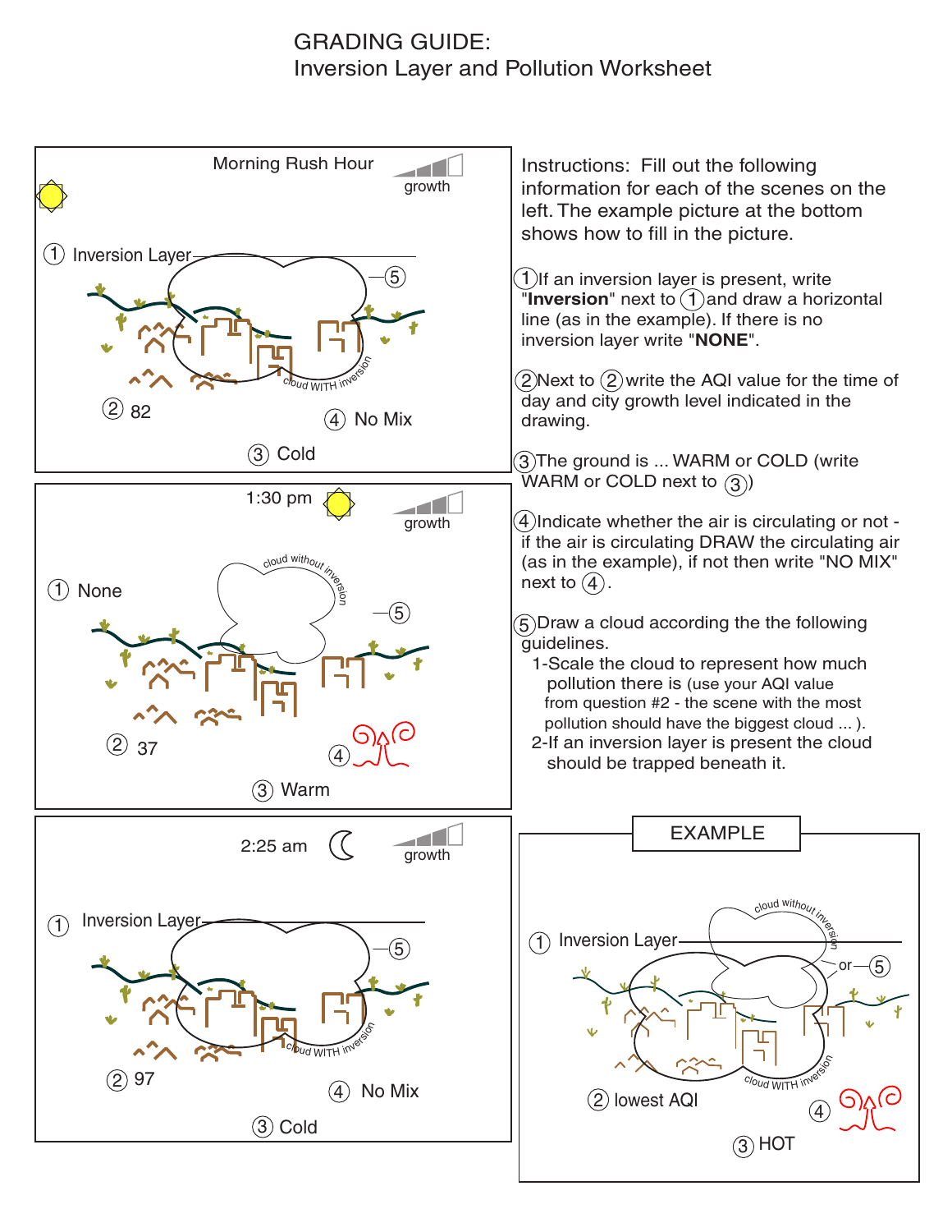# GRADING GUIDE:
# Inversion Layer and Pollution Worksheet

Morning Rush Hour

growth

① Inversion Layer

⑤

cloud WITH inversion

② 82

④ No Mix

③ Cold

1:30 pm

growth

cloud without inversion

① None

⑤

② 37

④

③ Warm

2:25 am

growth

① Inversion Layer

⑤

cloud WITH inversion

② 97

④ No Mix

③ Cold

Instructions: Fill out the following information for each of the scenes on the left. The example picture at the bottom shows how to fill in the picture.

① If an inversion layer is present, write "**Inversion**" next to ① and draw a horizontal line (as in the example). If there is no inversion layer write "**NONE**".

② Next to ② write the AQI value for the time of day and city growth level indicated in the drawing.

③ The ground is ... WARM or COLD (write WARM or COLD next to ③)

④ Indicate whether the air is circulating or not - if the air is circulating DRAW the circulating air (as in the example), if not then write "NO MIX" next to ④.

⑤ Draw a cloud according the the following guidelines.

1-Scale the cloud to represent how much pollution there is (use your AQI value from question #2 - the scene with the most pollution should have the biggest cloud ... ).

2-If an inversion layer is present the cloud should be trapped beneath it.

## EXAMPLE

cloud without inversion

① Inversion Layer

or ⑤

cloud WITH inversion

② lowest AQI

④

③ HOT